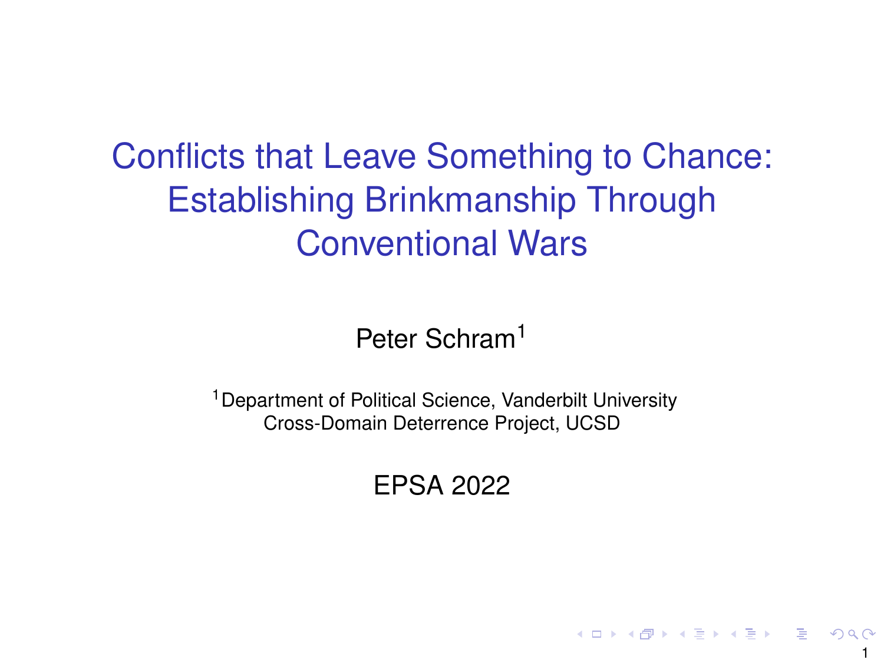# Conflicts that Leave Something to Chance: Establishing Brinkmanship Through Conventional Wars

Peter Schram[1]

[1]Department of Political Science, Vanderbilt University
Cross-Domain Deterrence Project, UCSD

EPSA 2022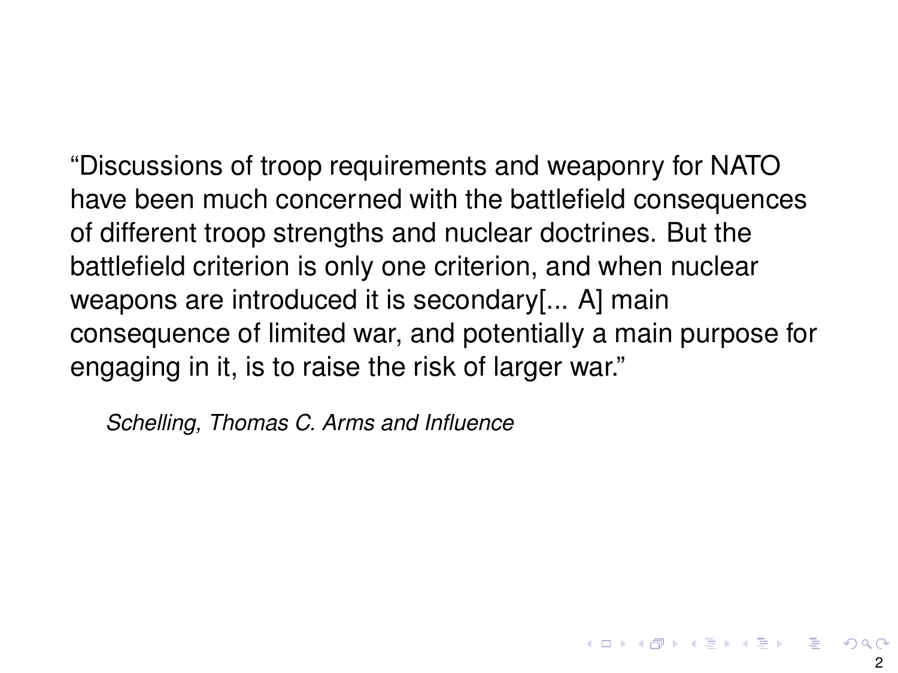"Discussions of troop requirements and weaponry for NATO have been much concerned with the battlefield consequences of different troop strengths and nuclear doctrines. But the battlefield criterion is only one criterion, and when nuclear weapons are introduced it is secondary[... A] main consequence of limited war, and potentially a main purpose for engaging in it, is to raise the risk of larger war."

*Schelling, Thomas C. Arms and Influence*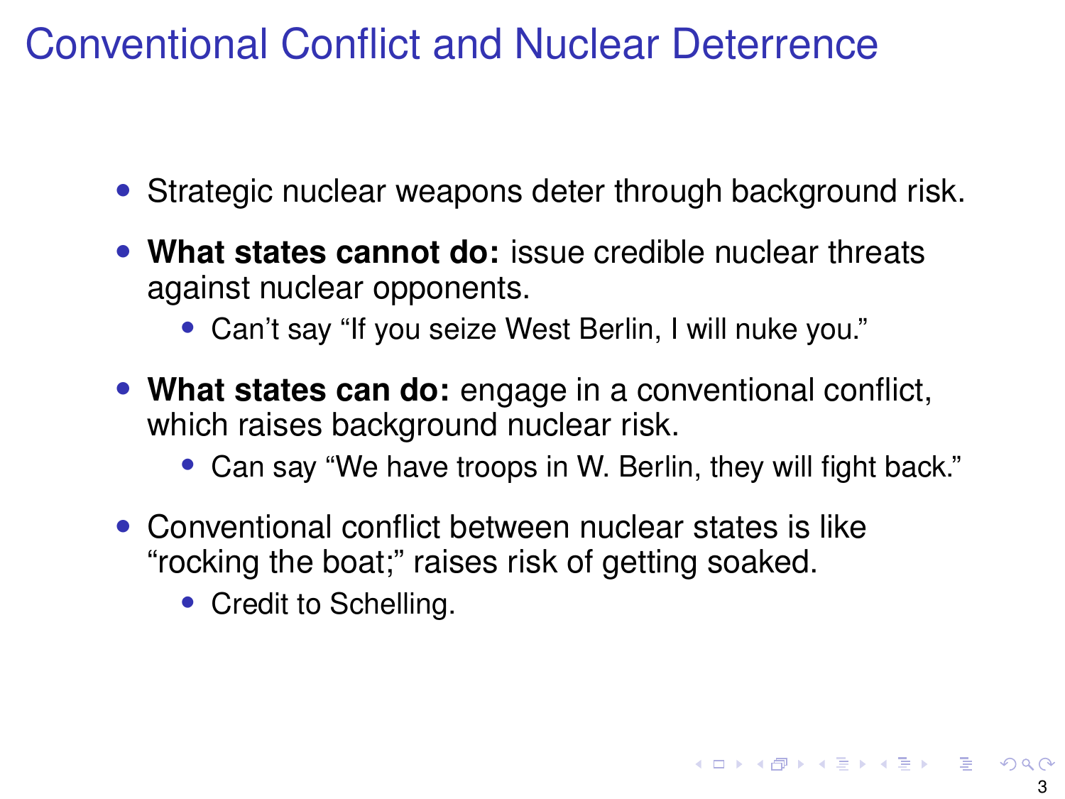# Conventional Conflict and Nuclear Deterrence

- Strategic nuclear weapons deter through background risk.
- **What states cannot do:** issue credible nuclear threats against nuclear opponents.
  - Can't say "If you seize West Berlin, I will nuke you."
- **What states can do:** engage in a conventional conflict, which raises background nuclear risk.
  - Can say "We have troops in W. Berlin, they will fight back."
- Conventional conflict between nuclear states is like "rocking the boat;" raises risk of getting soaked.
  - Credit to Schelling.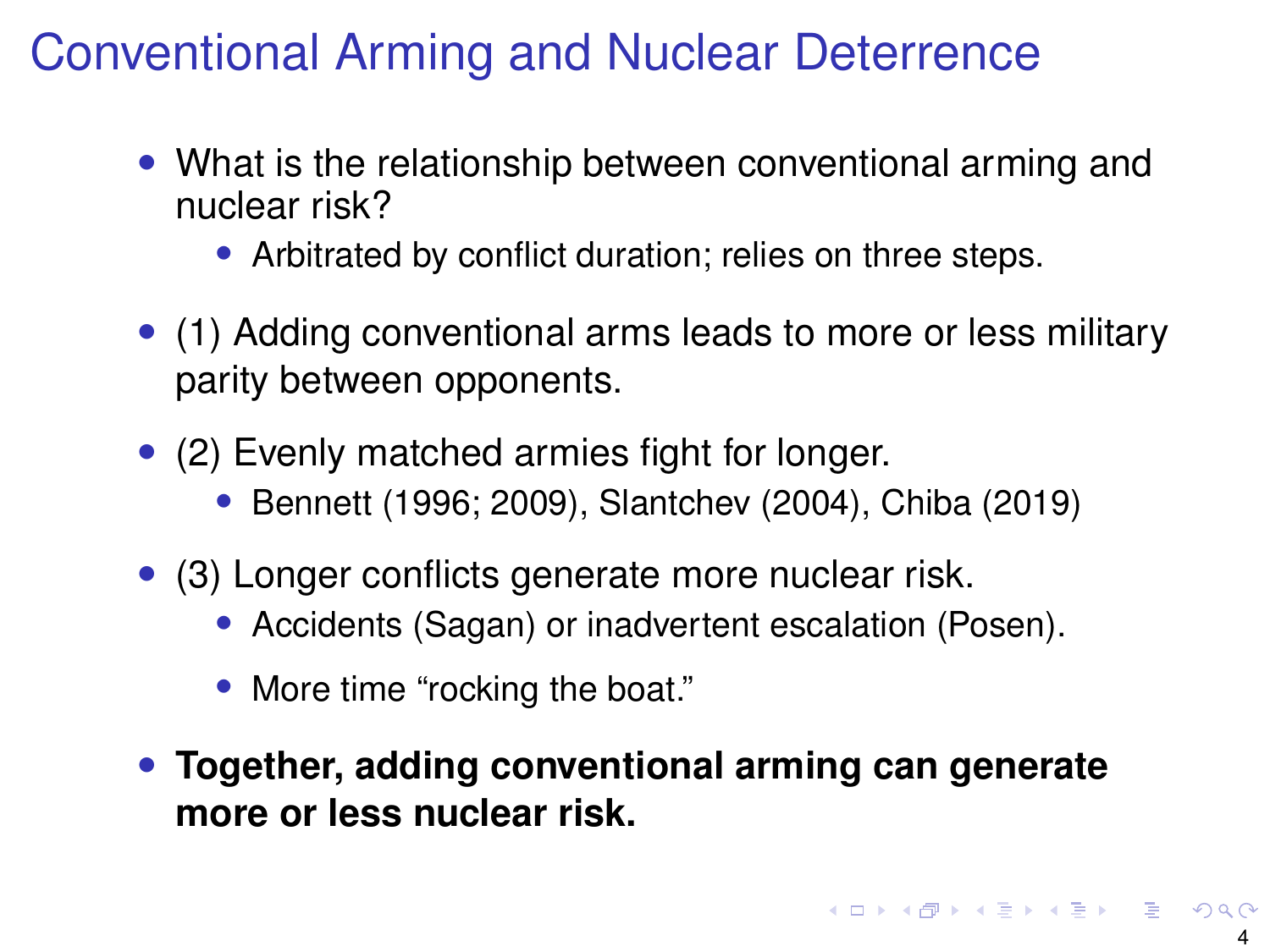# Conventional Arming and Nuclear Deterrence

- What is the relationship between conventional arming and nuclear risk?
  - Arbitrated by conflict duration; relies on three steps.
- (1) Adding conventional arms leads to more or less military parity between opponents.
- (2) Evenly matched armies fight for longer.
  - Bennett (1996; 2009), Slantchev (2004), Chiba (2019)
- (3) Longer conflicts generate more nuclear risk.
  - Accidents (Sagan) or inadvertent escalation (Posen).
  - More time "rocking the boat."
- **Together, adding conventional arming can generate more or less nuclear risk.**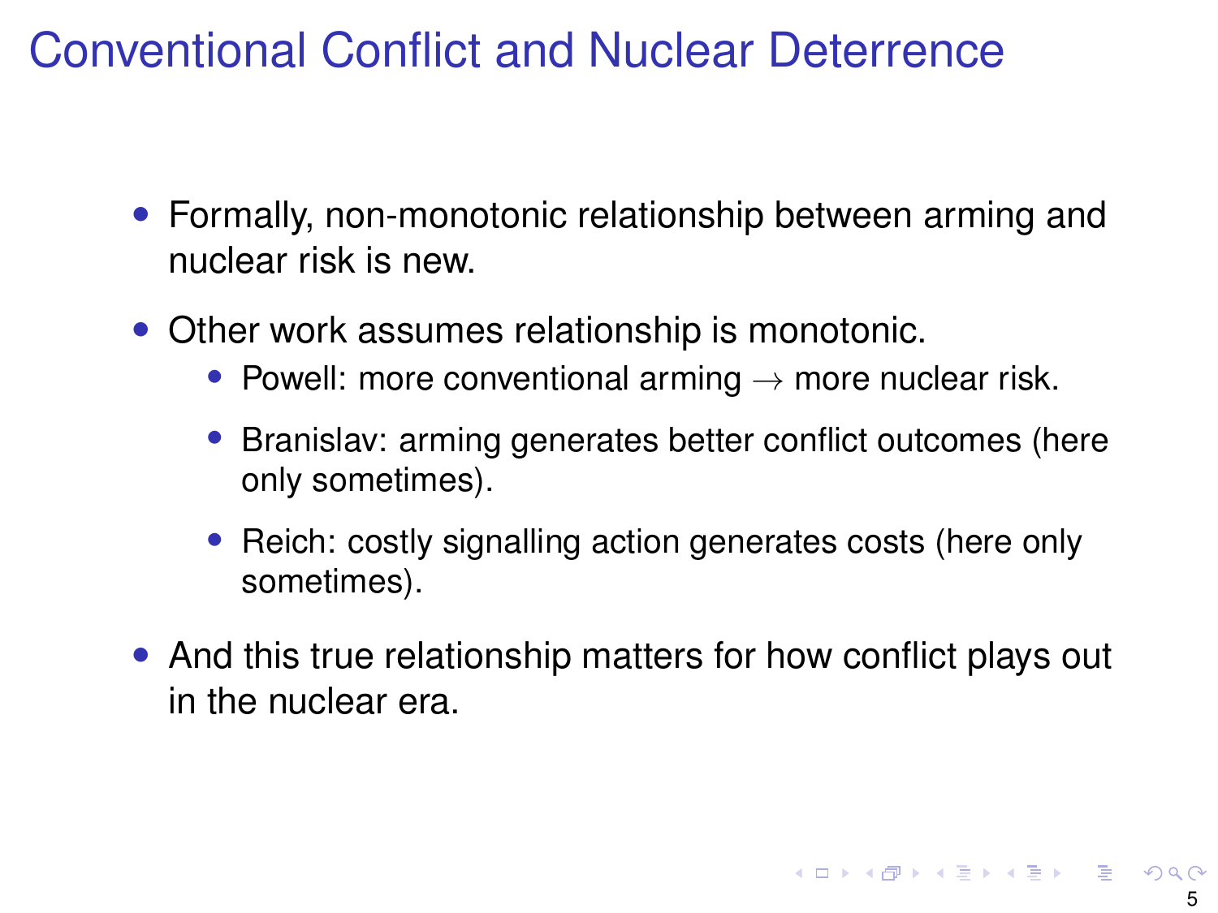# Conventional Conflict and Nuclear Deterrence

- Formally, non-monotonic relationship between arming and nuclear risk is new.
- Other work assumes relationship is monotonic.
    - Powell: more conventional arming $\rightarrow$ more nuclear risk.
    - Branislav: arming generates better conflict outcomes (here only sometimes).
    - Reich: costly signalling action generates costs (here only sometimes).
- And this true relationship matters for how conflict plays out in the nuclear era.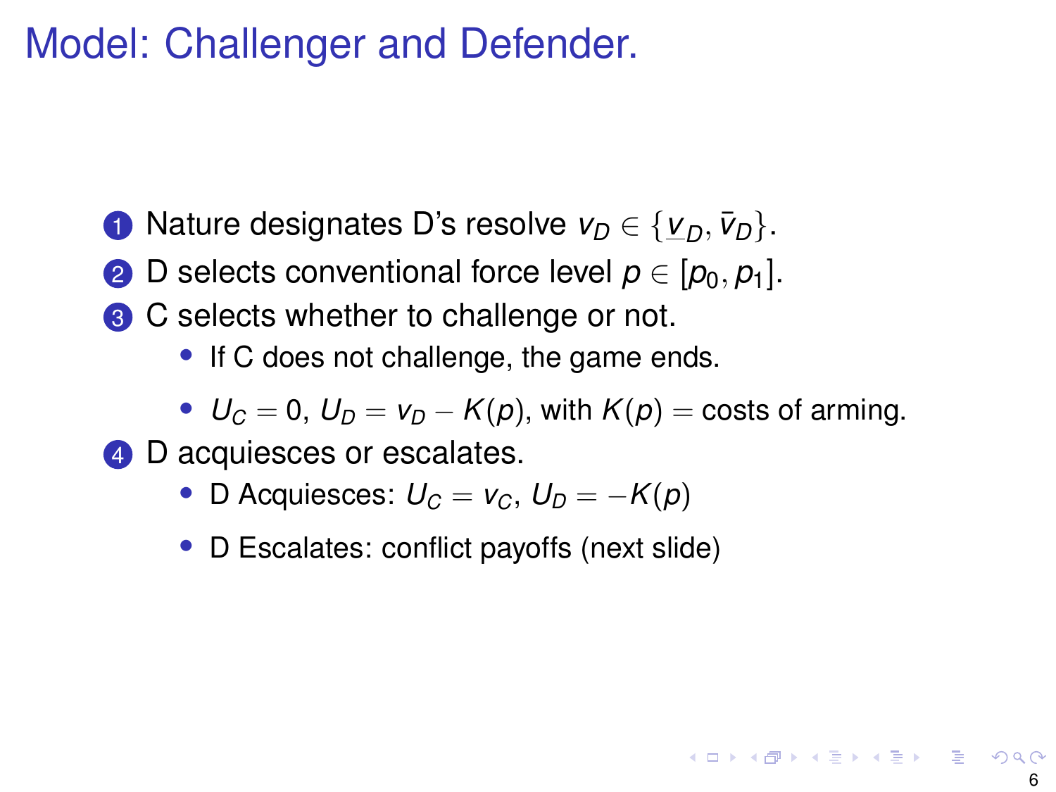# Model: Challenger and Defender.

1. Nature designates D's resolve $v_D \in \{\underline{v}_D, \bar{v}_D\}$.
2. D selects conventional force level $p \in [p_0, p_1]$.
3. C selects whether to challenge or not.
   - If C does not challenge, the game ends.
   - $U_C = 0$, $U_D = v_D - K(p)$, with $K(p) =$ costs of arming.
4. D acquiesces or escalates.
   - D Acquiesces: $U_C = v_C$, $U_D = -K(p)$
   - D Escalates: conflict payoffs (next slide)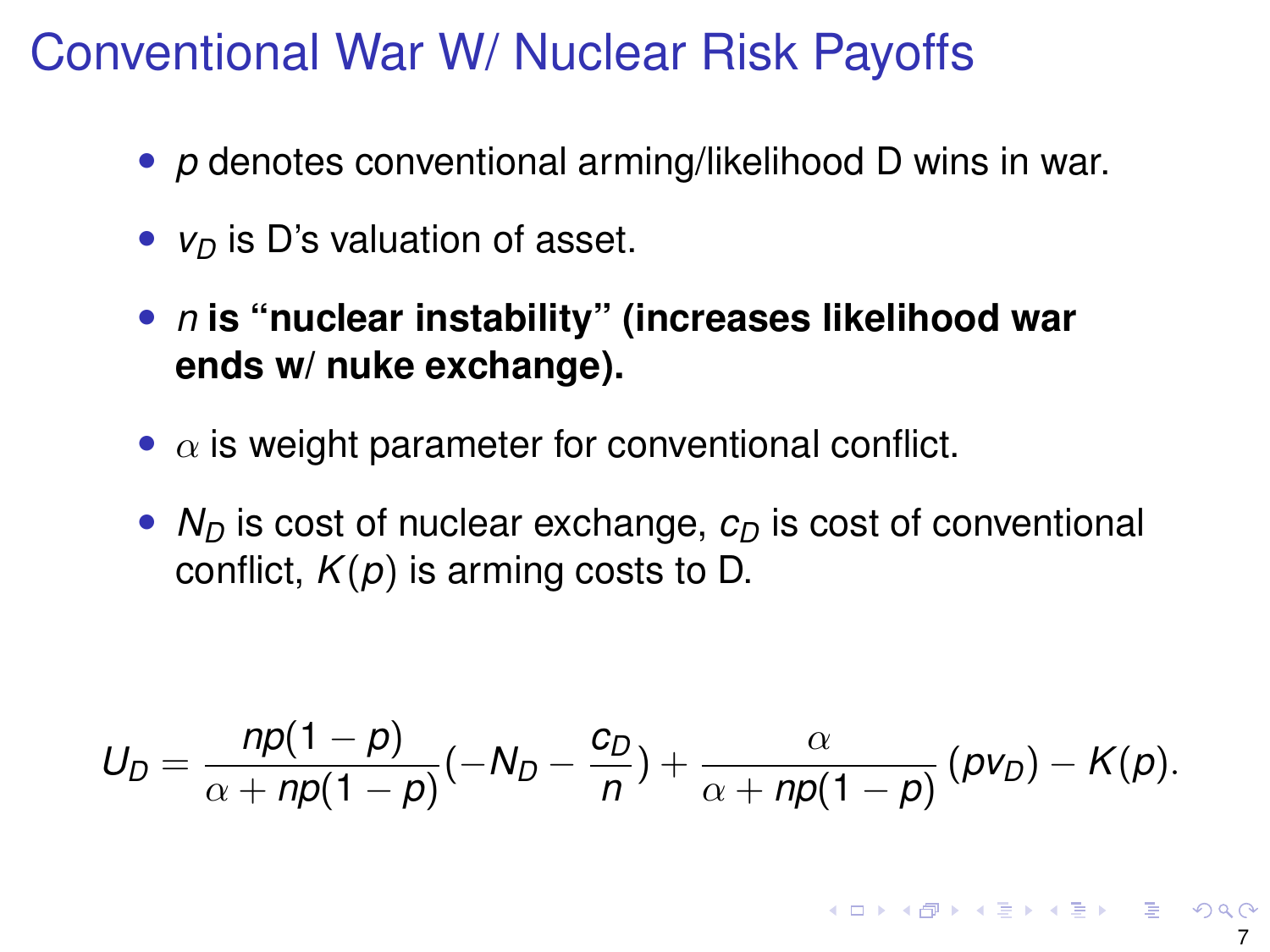# Conventional War W/ Nuclear Risk Payoffs

- $p$ denotes conventional arming/likelihood D wins in war.
- $v_D$ is D's valuation of asset.
- **$n$ is "nuclear instability" (increases likelihood war ends w/ nuke exchange).**
- $\alpha$ is weight parameter for conventional conflict.
- $N_D$ is cost of nuclear exchange, $c_D$ is cost of conventional conflict, $K(p)$ is arming costs to D.

$$U_D = \frac{np(1-p)}{\alpha + np(1-p)}\left(-N_D - \frac{c_D}{n}\right) + \frac{\alpha}{\alpha + np(1-p)}\left(pv_D\right) - K(p).$$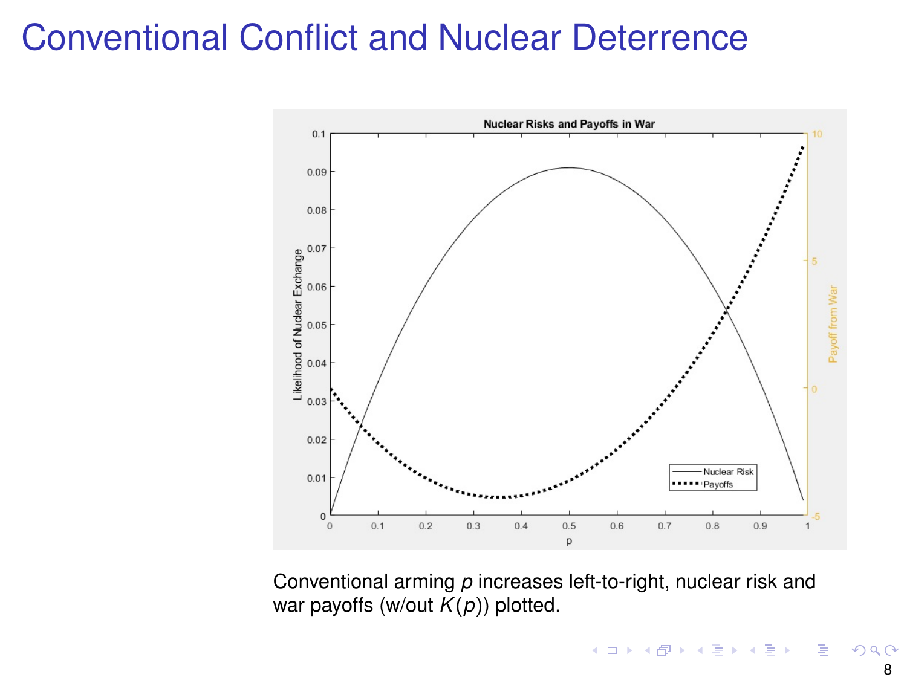# Conventional Conflict and Nuclear Deterrence

Conventional arming $p$ increases left-to-right, nuclear risk and war payoffs (w/out $K(p)$) plotted.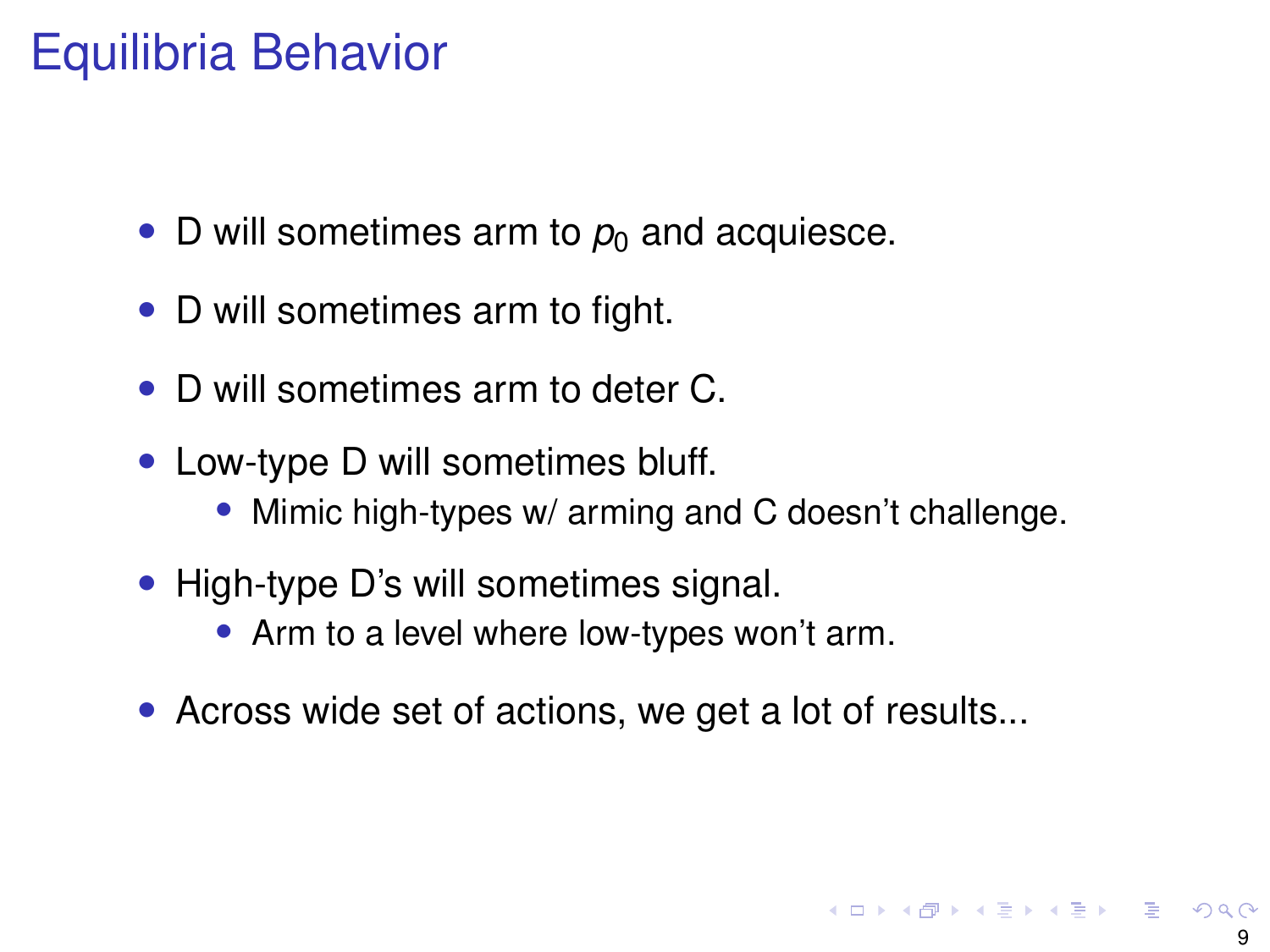# Equilibria Behavior

- D will sometimes arm to $p_0$ and acquiesce.
- D will sometimes arm to fight.
- D will sometimes arm to deter C.
- Low-type D will sometimes bluff.
  - Mimic high-types w/ arming and C doesn't challenge.
- High-type D's will sometimes signal.
  - Arm to a level where low-types won't arm.
- Across wide set of actions, we get a lot of results...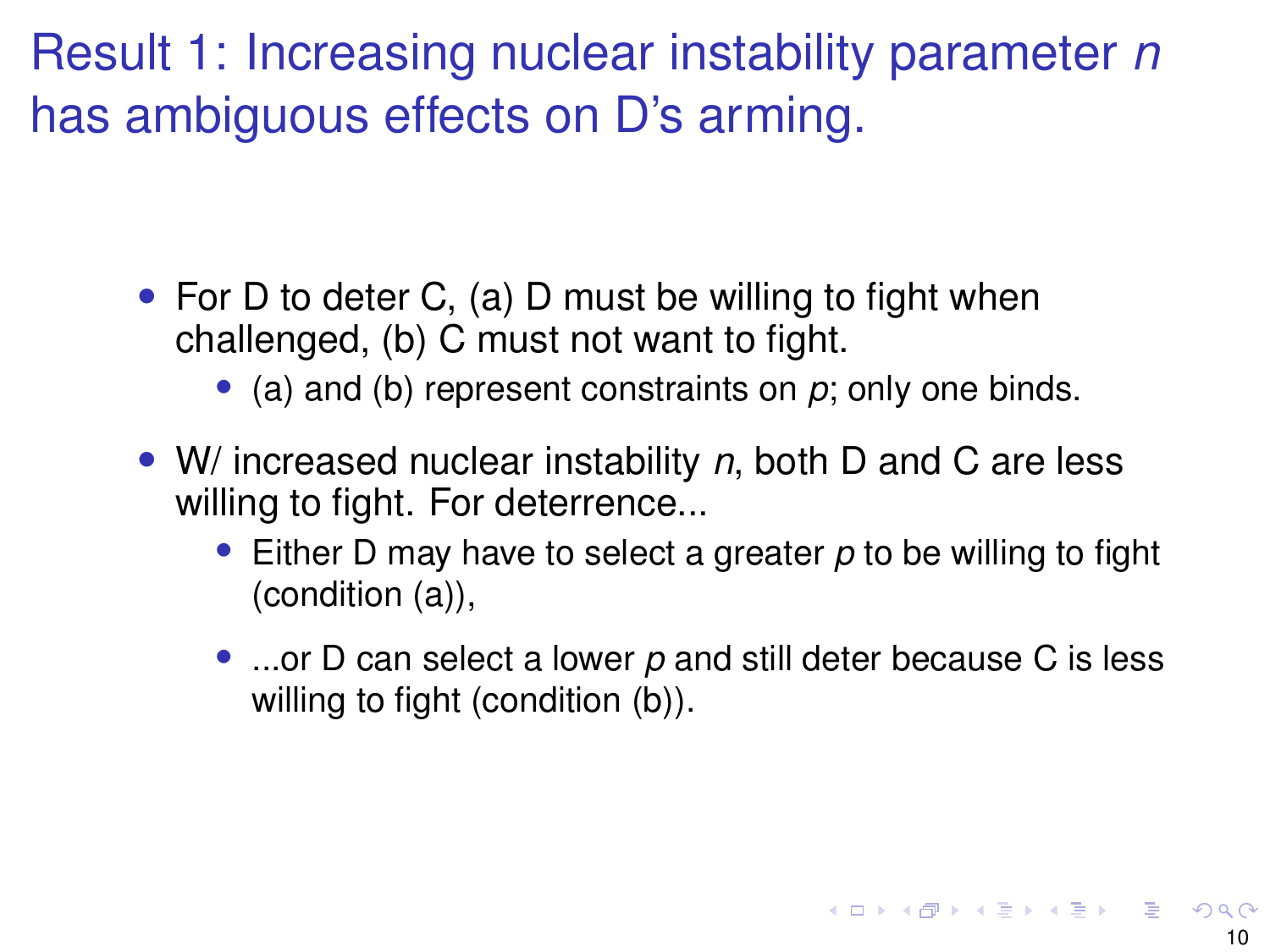# Result 1: Increasing nuclear instability parameter $n$ has ambiguous effects on D's arming.

- For D to deter C, (a) D must be willing to fight when challenged, (b) C must not want to fight.
  - (a) and (b) represent constraints on $p$; only one binds.
- W/ increased nuclear instability $n$, both D and C are less willing to fight. For deterrence...
  - Either D may have to select a greater $p$ to be willing to fight (condition (a)),
  - ...or D can select a lower $p$ and still deter because C is less willing to fight (condition (b)).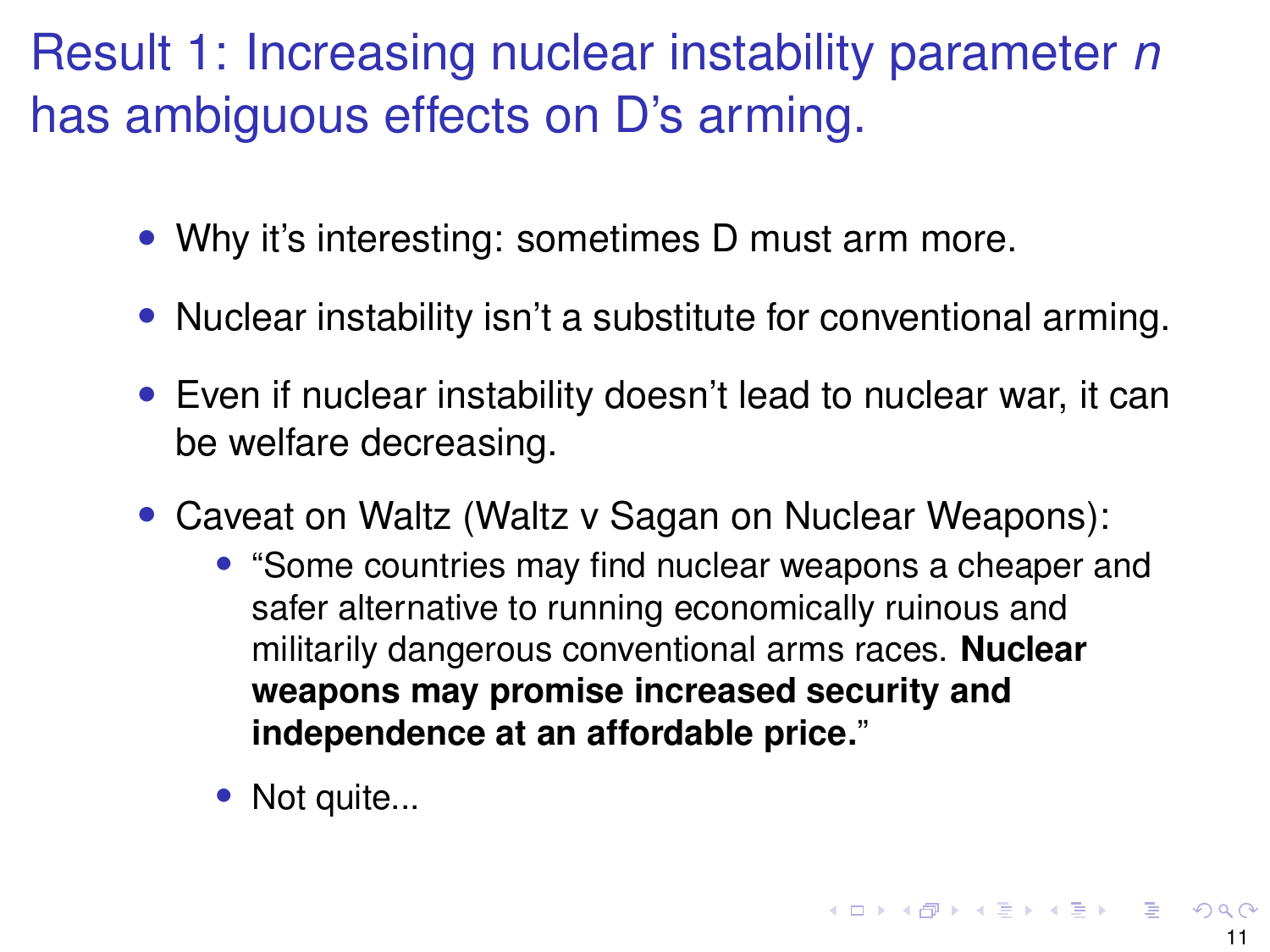# Result 1: Increasing nuclear instability parameter $n$ has ambiguous effects on D's arming.

- Why it's interesting: sometimes D must arm more.
- Nuclear instability isn't a substitute for conventional arming.
- Even if nuclear instability doesn't lead to nuclear war, it can be welfare decreasing.
- Caveat on Waltz (Waltz v Sagan on Nuclear Weapons):
  - "Some countries may find nuclear weapons a cheaper and safer alternative to running economically ruinous and militarily dangerous conventional arms races. **Nuclear weapons may promise increased security and independence at an affordable price.**"
  - Not quite...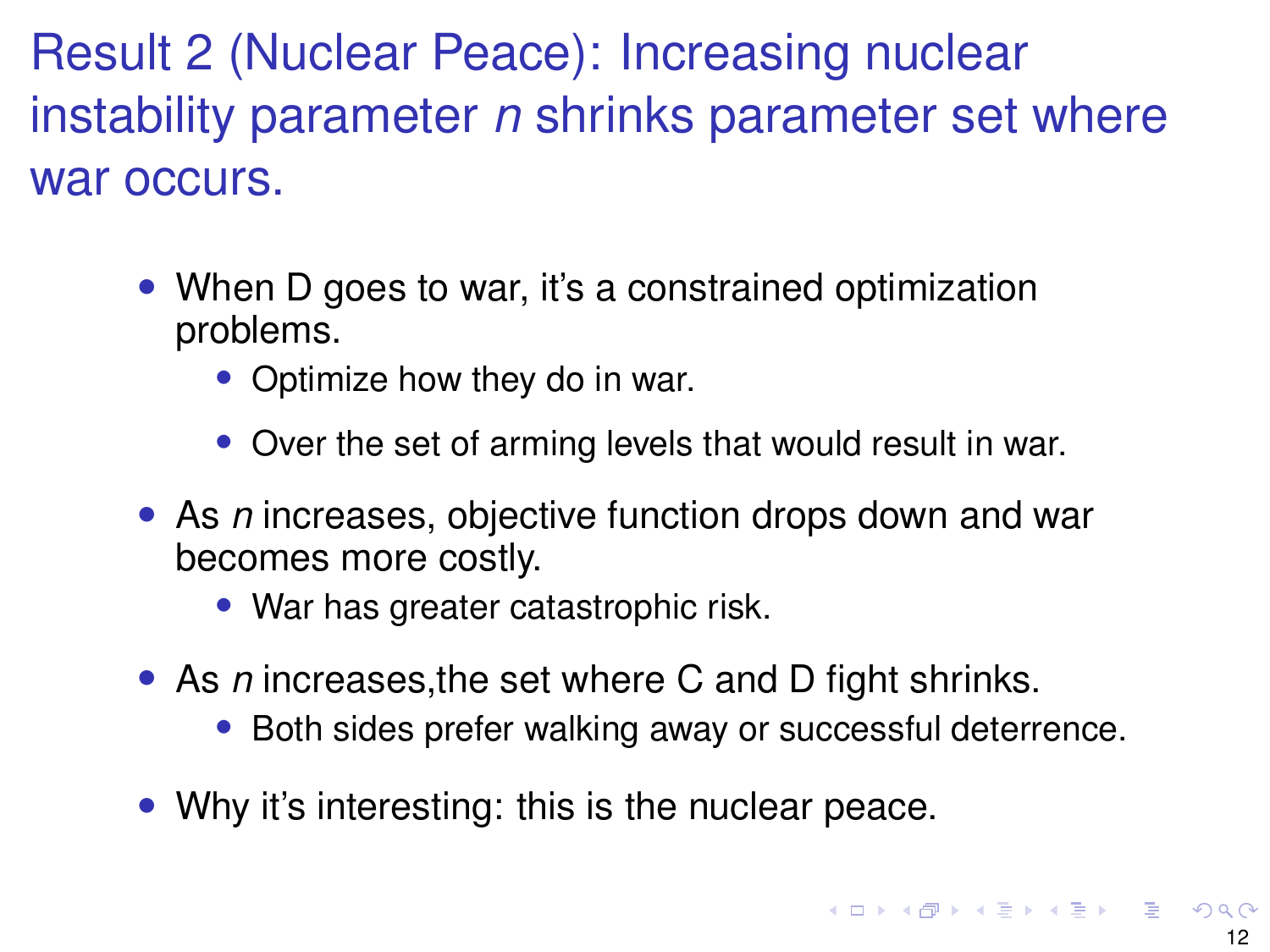# Result 2 (Nuclear Peace): Increasing nuclear instability parameter *n* shrinks parameter set where war occurs.

- When D goes to war, it's a constrained optimization problems.
  - Optimize how they do in war.
  - Over the set of arming levels that would result in war.
- As *n* increases, objective function drops down and war becomes more costly.
  - War has greater catastrophic risk.
- As *n* increases,the set where C and D fight shrinks.
  - Both sides prefer walking away or successful deterrence.
- Why it's interesting: this is the nuclear peace.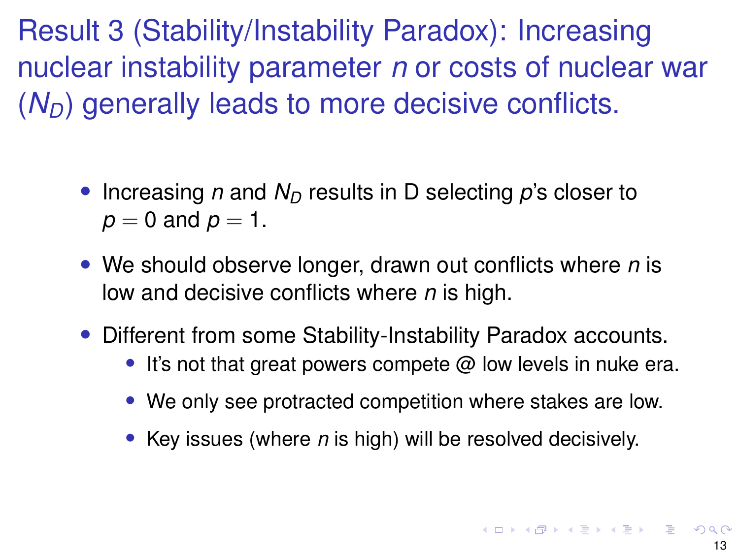# Result 3 (Stability/Instability Paradox): Increasing nuclear instability parameter $n$ or costs of nuclear war ($N_D$) generally leads to more decisive conflicts.

- Increasing $n$ and $N_D$ results in D selecting $p$'s closer to $p = 0$ and $p = 1$.
- We should observe longer, drawn out conflicts where $n$ is low and decisive conflicts where $n$ is high.
- Different from some Stability-Instability Paradox accounts.
  - It's not that great powers compete @ low levels in nuke era.
  - We only see protracted competition where stakes are low.
  - Key issues (where $n$ is high) will be resolved decisively.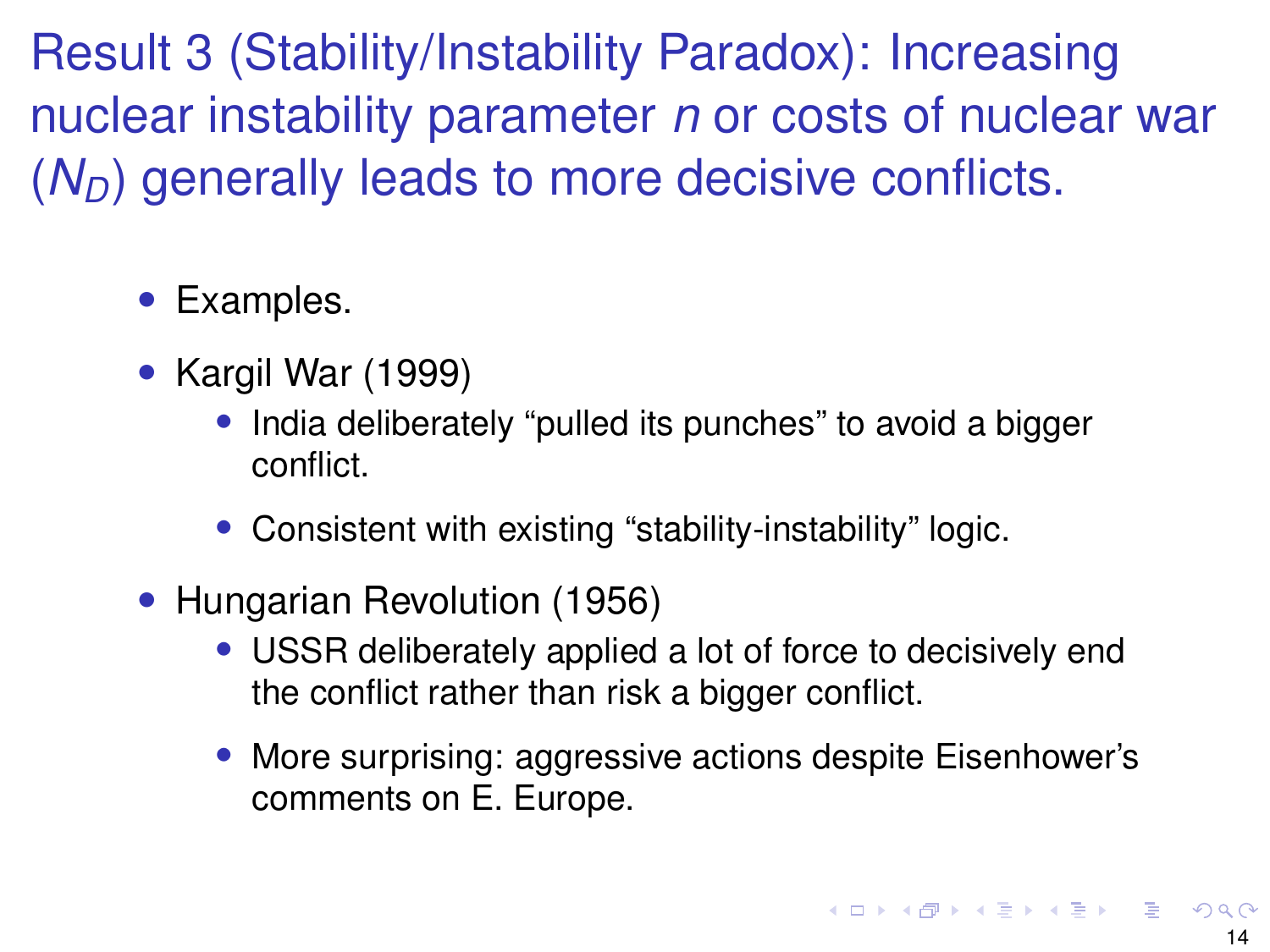# Result 3 (Stability/Instability Paradox): Increasing nuclear instability parameter $n$ or costs of nuclear war ($N_D$) generally leads to more decisive conflicts.

- Examples.
- Kargil War (1999)
  - India deliberately "pulled its punches" to avoid a bigger conflict.
  - Consistent with existing "stability-instability" logic.
- Hungarian Revolution (1956)
  - USSR deliberately applied a lot of force to decisively end the conflict rather than risk a bigger conflict.
  - More surprising: aggressive actions despite Eisenhower's comments on E. Europe.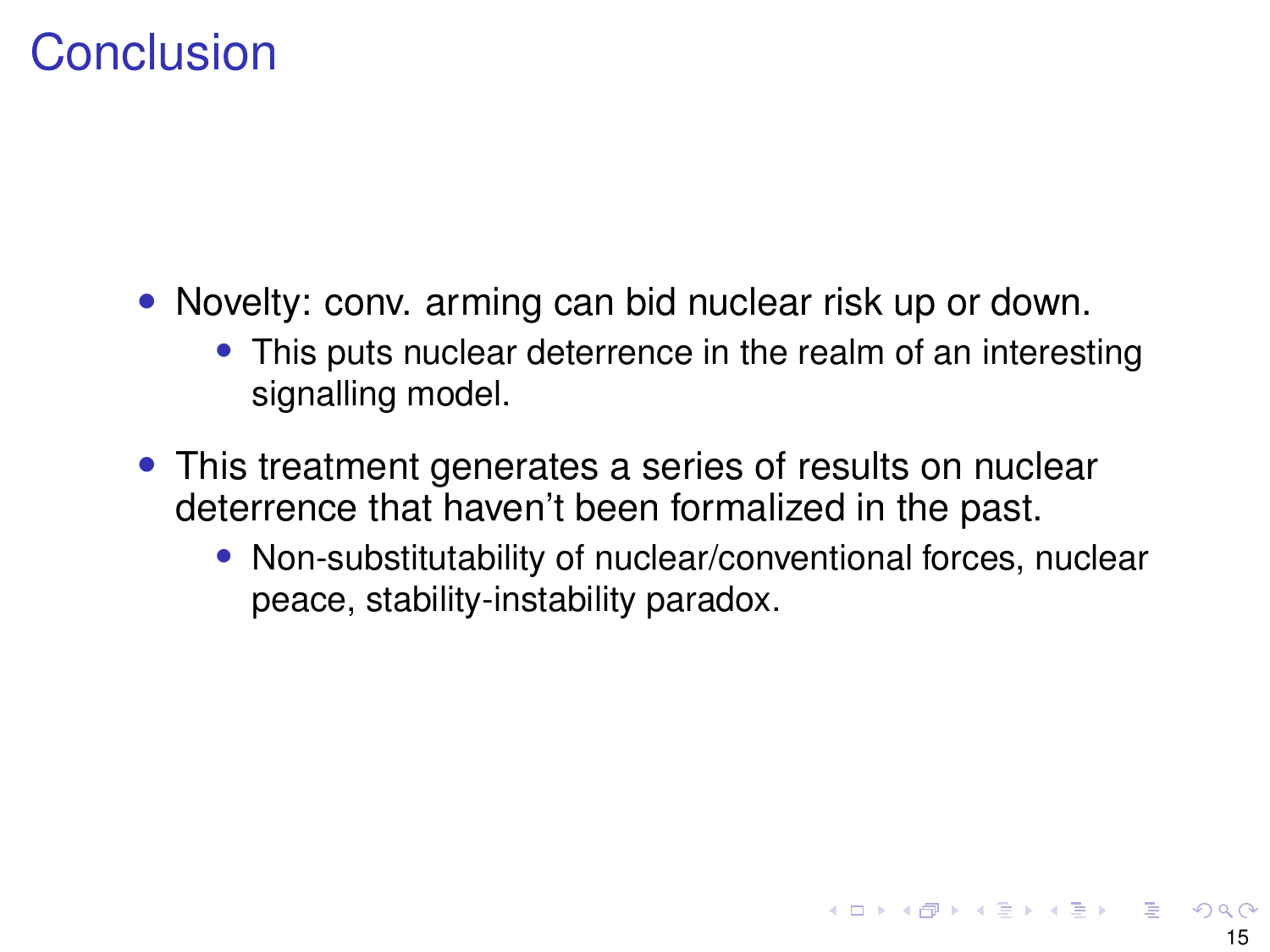# Conclusion

- Novelty: conv. arming can bid nuclear risk up or down.
  - This puts nuclear deterrence in the realm of an interesting signalling model.
- This treatment generates a series of results on nuclear deterrence that haven't been formalized in the past.
  - Non-substitutability of nuclear/conventional forces, nuclear peace, stability-instability paradox.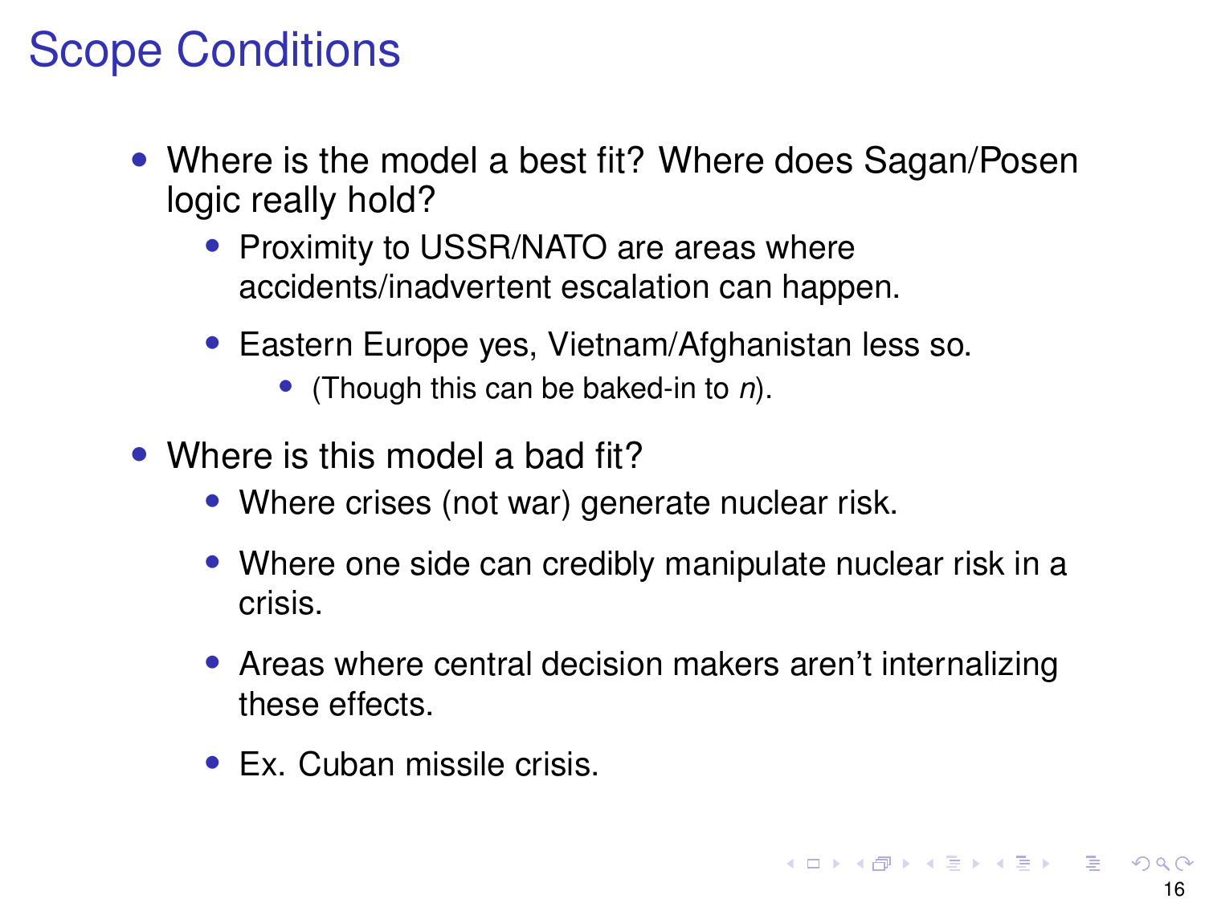# Scope Conditions

- Where is the model a best fit? Where does Sagan/Posen logic really hold?
  - Proximity to USSR/NATO are areas where accidents/inadvertent escalation can happen.
  - Eastern Europe yes, Vietnam/Afghanistan less so.
    - (Though this can be baked-in to $n$).
- Where is this model a bad fit?
  - Where crises (not war) generate nuclear risk.
  - Where one side can credibly manipulate nuclear risk in a crisis.
  - Areas where central decision makers aren't internalizing these effects.
  - Ex. Cuban missile crisis.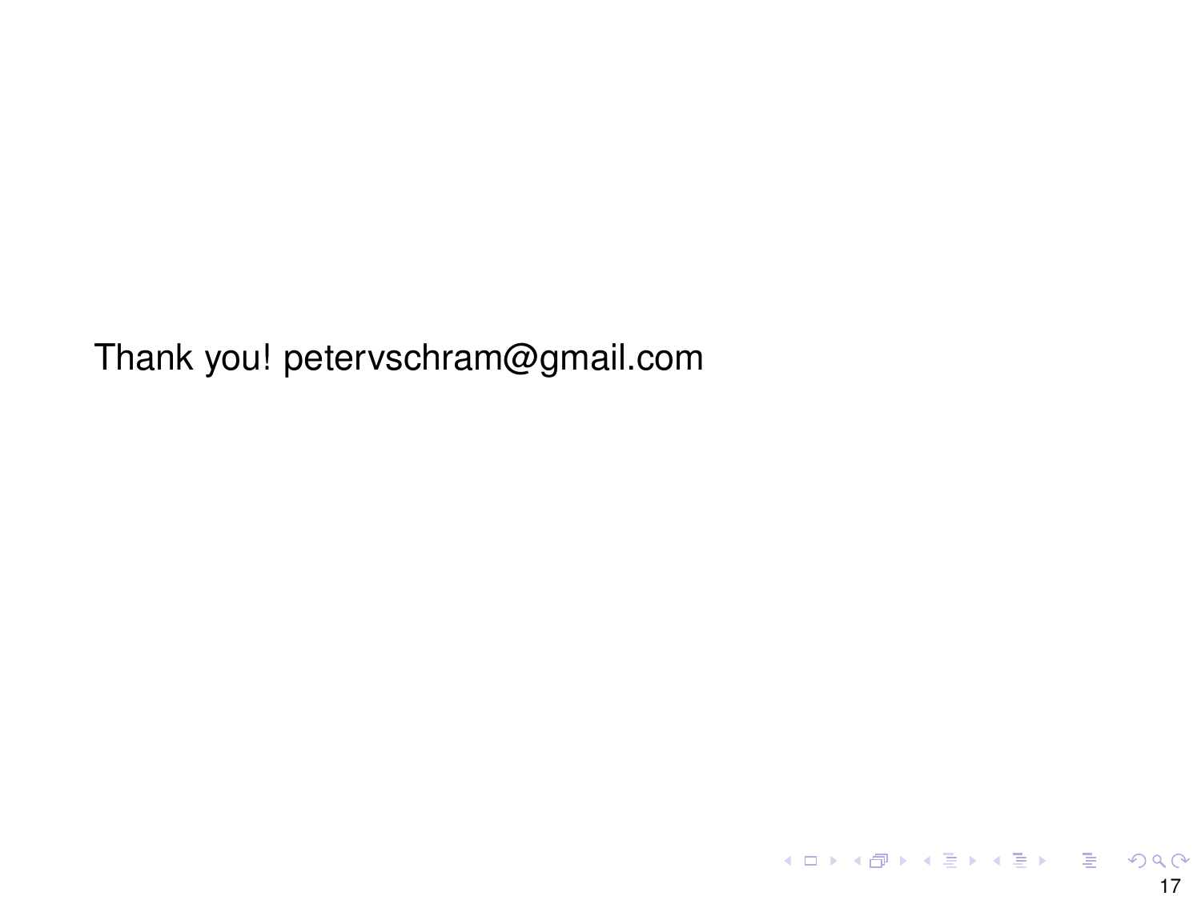Thank you! petervschram@gmail.com